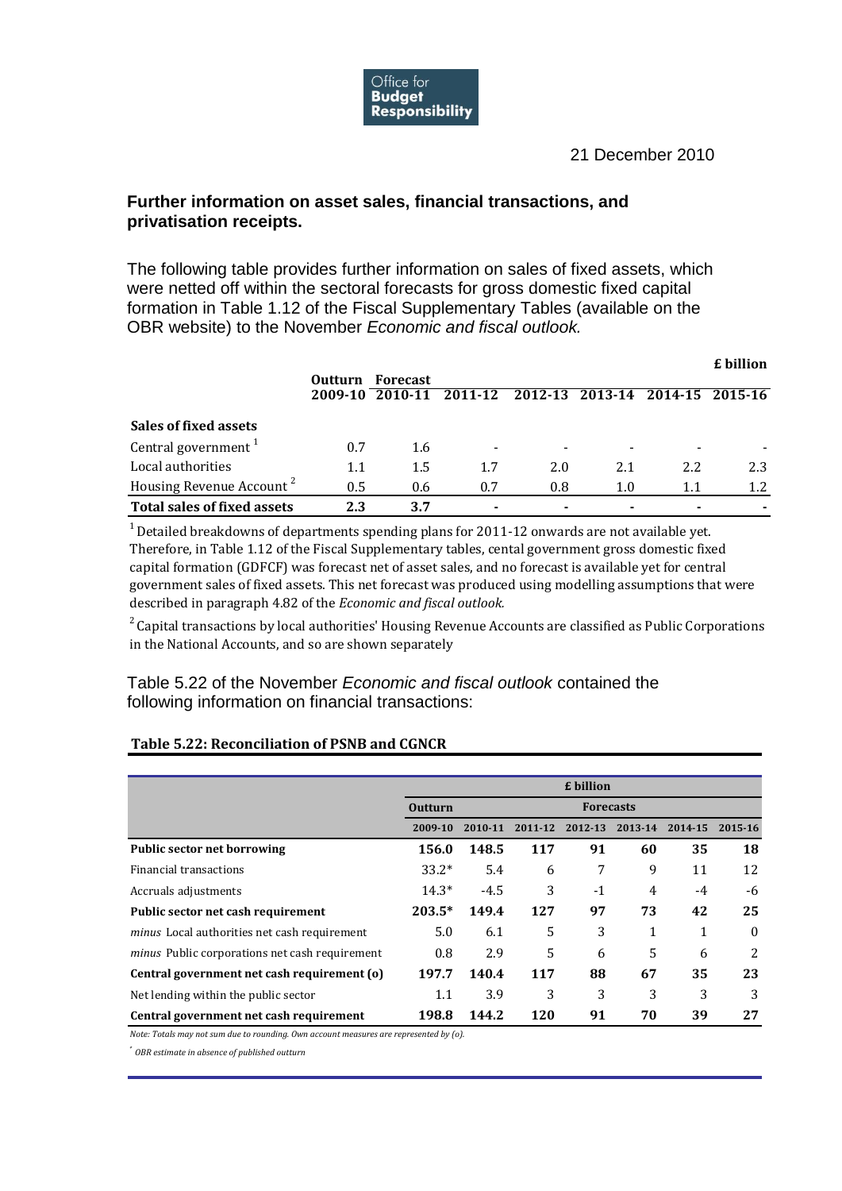Office for **Budget Responsibility**

21 December 2010

## Further information on asset sales, financial transactions, and privatisation receipts.

The following table provides further information on sales of fixed assets, which were netted off within the sectoral forecasts for gross domestic fixed capital formation in Table 1.12 of the Fiscal Supplementary Tables (available on the OBR website) to the November *Economic and fiscal outlook.*

| | Outturn 2009-10 | Forecast 2010-11 | 2011-12 | 2012-13 | 2013-14 | 2014-15 | 2015-16 |
|---|---|---|---|---|---|---|---|
| | | | | | | | £ billion |
| **Sales of fixed assets** | | | | | | | |
| Central government [1] | 0.7 | 1.6 | - | - | - | - | - |
| Local authorities | 1.1 | 1.5 | 1.7 | 2.0 | 2.1 | 2.2 | 2.3 |
| Housing Revenue Account [2] | 0.5 | 0.6 | 0.7 | 0.8 | 1.0 | 1.1 | 1.2 |
| **Total sales of fixed assets** | **2.3** | **3.7** | **-** | **-** | **-** | **-** | **-** |

[1] Detailed breakdowns of departments spending plans for 2011-12 onwards are not available yet. Therefore, in Table 1.12 of the Fiscal Supplementary tables, cental government gross domestic fixed capital formation (GDFCF) was forecast net of asset sales, and no forecast is available yet for central government sales of fixed assets. This net forecast was produced using modelling assumptions that were described in paragraph 4.82 of the *Economic and fiscal outlook.*

[2] Capital transactions by local authorities' Housing Revenue Accounts are classified as Public Corporations in the National Accounts, and so are shown separately

Table 5.22 of the November *Economic and fiscal outlook* contained the following information on financial transactions:

**Table 5.22: Reconciliation of PSNB and CGNCR**

| | £ billion | | | | | | |
|---|---|---|---|---|---|---|---|
| | Outturn | Forecasts | | | | | |
| | 2009-10 | 2010-11 | 2011-12 | 2012-13 | 2013-14 | 2014-15 | 2015-16 |
| **Public sector net borrowing** | **156.0** | **148.5** | **117** | **91** | **60** | **35** | **18** |
| Financial transactions | 33.2* | 5.4 | 6 | 7 | 9 | 11 | 12 |
| Accruals adjustments | 14.3* | -4.5 | 3 | -1 | 4 | -4 | -6 |
| **Public sector net cash requirement** | **203.5*** | **149.4** | **127** | **97** | **73** | **42** | **25** |
| *minus* Local authorities net cash requirement | 5.0 | 6.1 | 5 | 3 | 1 | 1 | 0 |
| *minus* Public corporations net cash requirement | 0.8 | 2.9 | 5 | 6 | 5 | 6 | 2 |
| **Central government net cash requirement (o)** | **197.7** | **140.4** | **117** | **88** | **67** | **35** | **23** |
| Net lending within the public sector | 1.1 | 3.9 | 3 | 3 | 3 | 3 | 3 |
| **Central government net cash requirement** | **198.8** | **144.2** | **120** | **91** | **70** | **39** | **27** |

*Note: Totals may not sum due to rounding. Own account measures are represented by (o).*

*\* OBR estimate in absence of published outturn*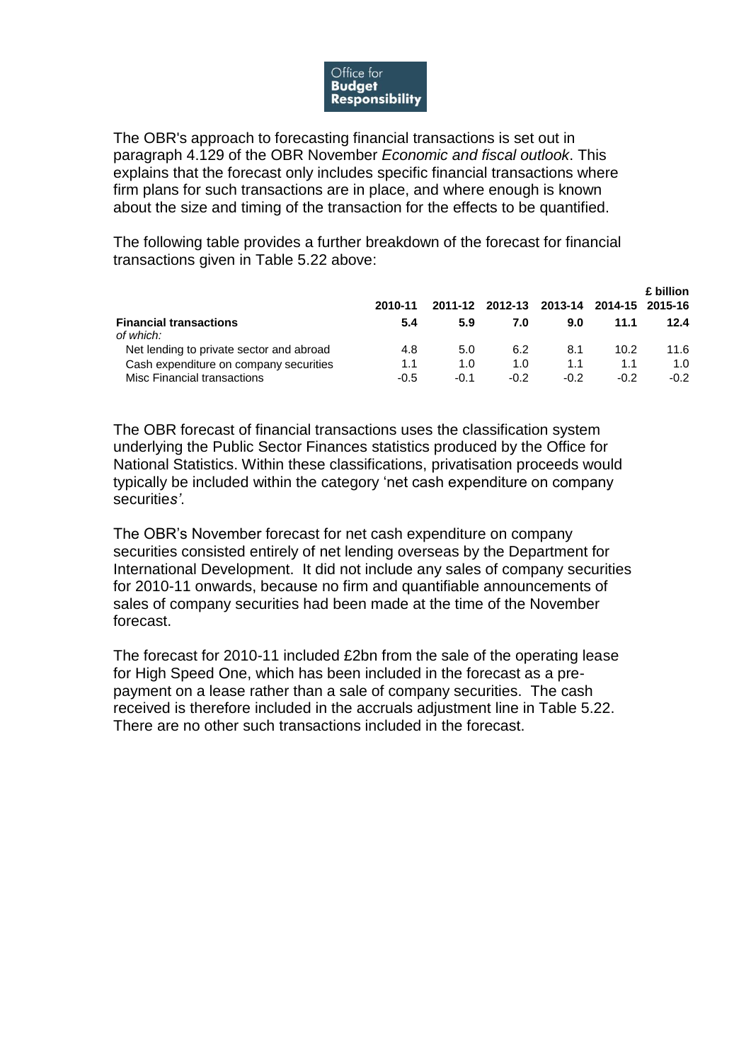Office for **Budget Responsibility**

The OBR's approach to forecasting financial transactions is set out in paragraph 4.129 of the OBR November *Economic and fiscal outlook*. This explains that the forecast only includes specific financial transactions where firm plans for such transactions are in place, and where enough is known about the size and timing of the transaction for the effects to be quantified.

The following table provides a further breakdown of the forecast for financial transactions given in Table 5.22 above:

| | | | | | | £ billion |
|---|---|---|---|---|---|---|
| | **2010-11** | **2011-12** | **2012-13** | **2013-14** | **2014-15** | **2015-16** |
| **Financial transactions** | **5.4** | **5.9** | **7.0** | **9.0** | **11.1** | **12.4** |
| *of which:* | | | | | | |
| Net lending to private sector and abroad | 4.8 | 5.0 | 6.2 | 8.1 | 10.2 | 11.6 |
| Cash expenditure on company securities | 1.1 | 1.0 | 1.0 | 1.1 | 1.1 | 1.0 |
| Misc Financial transactions | -0.5 | -0.1 | -0.2 | -0.2 | -0.2 | -0.2 |

The OBR forecast of financial transactions uses the classification system underlying the Public Sector Finances statistics produced by the Office for National Statistics. Within these classifications, privatisation proceeds would typically be included within the category 'net cash expenditure on company securities*'*.

The OBR's November forecast for net cash expenditure on company securities consisted entirely of net lending overseas by the Department for International Development. It did not include any sales of company securities for 2010-11 onwards, because no firm and quantifiable announcements of sales of company securities had been made at the time of the November forecast.

The forecast for 2010-11 included £2bn from the sale of the operating lease for High Speed One, which has been included in the forecast as a pre-payment on a lease rather than a sale of company securities. The cash received is therefore included in the accruals adjustment line in Table 5.22. There are no other such transactions included in the forecast.